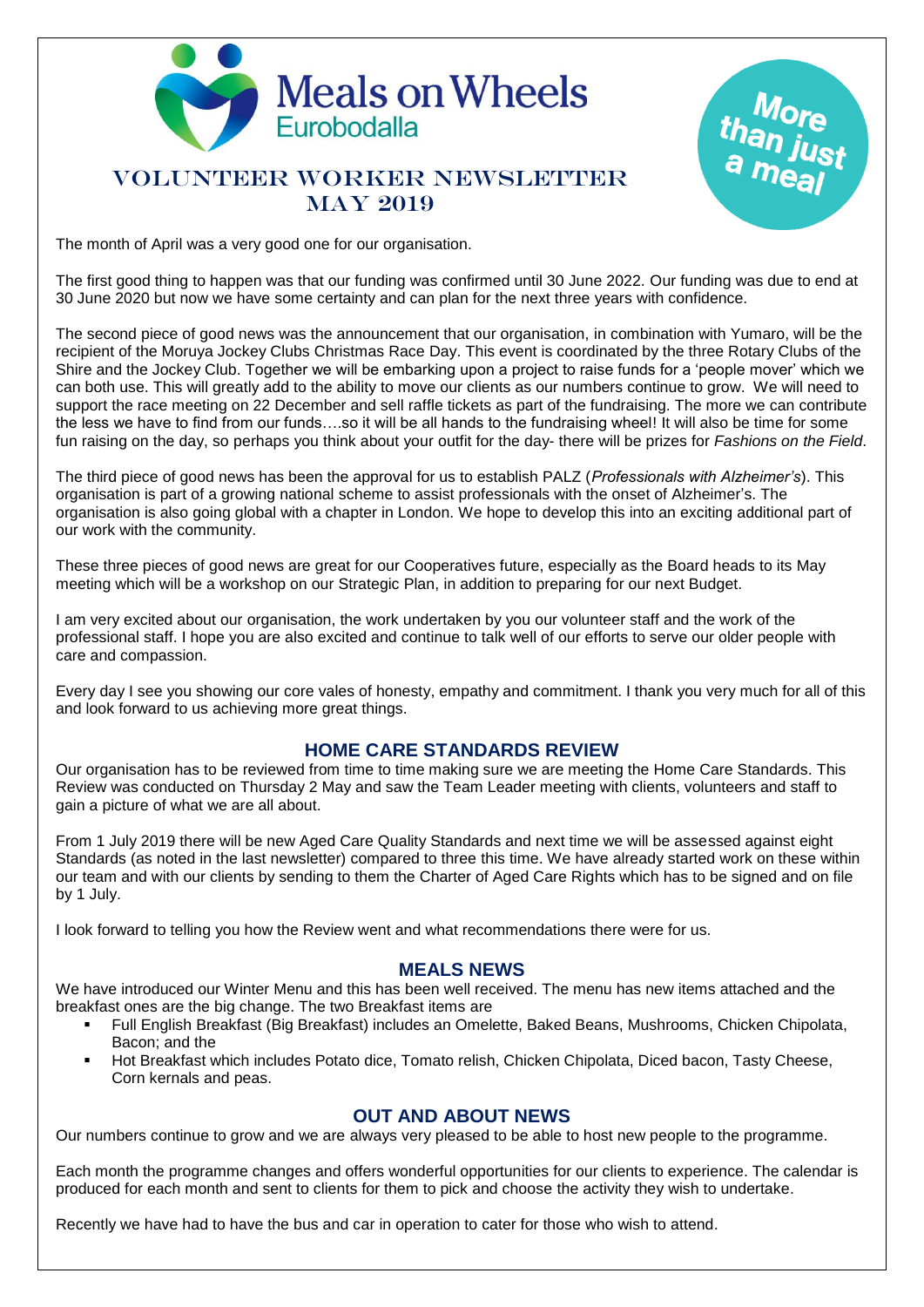Meals on Wheels
Eurobodalla

More than just a meal

# VOLUNTEER WORKER NEWSLETTER
# MAY 2019

The month of April was a very good one for our organisation.

The first good thing to happen was that our funding was confirmed until 30 June 2022. Our funding was due to end at 30 June 2020 but now we have some certainty and can plan for the next three years with confidence.

The second piece of good news was the announcement that our organisation, in combination with Yumaro, will be the recipient of the Moruya Jockey Clubs Christmas Race Day. This event is coordinated by the three Rotary Clubs of the Shire and the Jockey Club. Together we will be embarking upon a project to raise funds for a 'people mover' which we can both use. This will greatly add to the ability to move our clients as our numbers continue to grow. We will need to support the race meeting on 22 December and sell raffle tickets as part of the fundraising. The more we can contribute the less we have to find from our funds….so it will be all hands to the fundraising wheel! It will also be time for some fun raising on the day, so perhaps you think about your outfit for the day- there will be prizes for *Fashions on the Field*.

The third piece of good news has been the approval for us to establish PALZ (*Professionals with Alzheimer's*). This organisation is part of a growing national scheme to assist professionals with the onset of Alzheimer's. The organisation is also going global with a chapter in London. We hope to develop this into an exciting additional part of our work with the community.

These three pieces of good news are great for our Cooperatives future, especially as the Board heads to its May meeting which will be a workshop on our Strategic Plan, in addition to preparing for our next Budget.

I am very excited about our organisation, the work undertaken by you our volunteer staff and the work of the professional staff. I hope you are also excited and continue to talk well of our efforts to serve our older people with care and compassion.

Every day I see you showing our core vales of honesty, empathy and commitment. I thank you very much for all of this and look forward to us achieving more great things.

## HOME CARE STANDARDS REVIEW

Our organisation has to be reviewed from time to time making sure we are meeting the Home Care Standards. This Review was conducted on Thursday 2 May and saw the Team Leader meeting with clients, volunteers and staff to gain a picture of what we are all about.

From 1 July 2019 there will be new Aged Care Quality Standards and next time we will be assessed against eight Standards (as noted in the last newsletter) compared to three this time. We have already started work on these within our team and with our clients by sending to them the Charter of Aged Care Rights which has to be signed and on file by 1 July.

I look forward to telling you how the Review went and what recommendations there were for us.

## MEALS NEWS

We have introduced our Winter Menu and this has been well received. The menu has new items attached and the breakfast ones are the big change. The two Breakfast items are

- Full English Breakfast (Big Breakfast) includes an Omelette, Baked Beans, Mushrooms, Chicken Chipolata, Bacon; and the
- Hot Breakfast which includes Potato dice, Tomato relish, Chicken Chipolata, Diced bacon, Tasty Cheese, Corn kernals and peas.

## OUT AND ABOUT NEWS

Our numbers continue to grow and we are always very pleased to be able to host new people to the programme.

Each month the programme changes and offers wonderful opportunities for our clients to experience. The calendar is produced for each month and sent to clients for them to pick and choose the activity they wish to undertake.

Recently we have had to have the bus and car in operation to cater for those who wish to attend.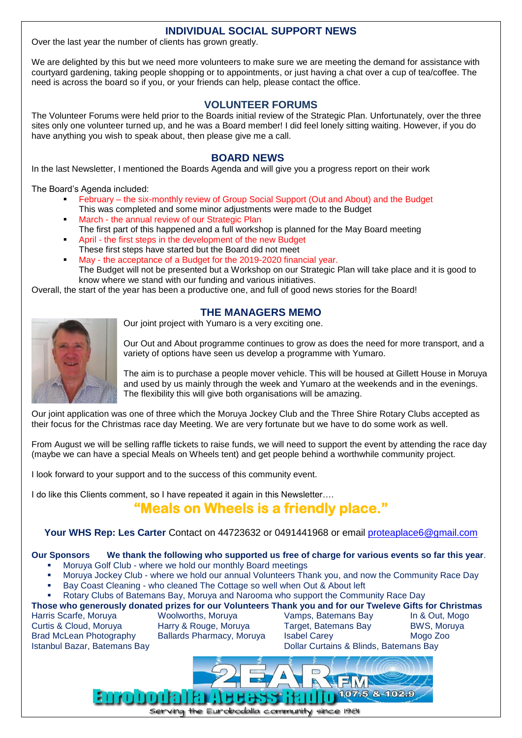## INDIVIDUAL SOCIAL SUPPORT NEWS

Over the last year the number of clients has grown greatly.

We are delighted by this but we need more volunteers to make sure we are meeting the demand for assistance with courtyard gardening, taking people shopping or to appointments, or just having a chat over a cup of tea/coffee. The need is across the board so if you, or your friends can help, please contact the office.

## VOLUNTEER FORUMS

The Volunteer Forums were held prior to the Boards initial review of the Strategic Plan. Unfortunately, over the three sites only one volunteer turned up, and he was a Board member! I did feel lonely sitting waiting. However, if you do have anything you wish to speak about, then please give me a call.

## BOARD NEWS

In the last Newsletter, I mentioned the Boards Agenda and will give you a progress report on their work

The Board's Agenda included:

- February – the six-monthly review of Group Social Support (Out and About) and the Budget
  This was completed and some minor adjustments were made to the Budget
- March - the annual review of our Strategic Plan
  The first part of this happened and a full workshop is planned for the May Board meeting
- April - the first steps in the development of the new Budget
  These first steps have started but the Board did not meet
- May - the acceptance of a Budget for the 2019-2020 financial year.
  The Budget will not be presented but a Workshop on our Strategic Plan will take place and it is good to know where we stand with our funding and various initiatives.

Overall, the start of the year has been a productive one, and full of good news stories for the Board!

## THE MANAGERS MEMO

Our joint project with Yumaro is a very exciting one.

Our Out and About programme continues to grow as does the need for more transport, and a variety of options have seen us develop a programme with Yumaro.

The aim is to purchase a people mover vehicle. This will be housed at Gillett House in Moruya and used by us mainly through the week and Yumaro at the weekends and in the evenings. The flexibility this will give both organisations will be amazing.

Our joint application was one of three which the Moruya Jockey Club and the Three Shire Rotary Clubs accepted as their focus for the Christmas race day Meeting. We are very fortunate but we have to do some work as well.

From August we will be selling raffle tickets to raise funds, we will need to support the event by attending the race day (maybe we can have a special Meals on Wheels tent) and get people behind a worthwhile community project.

I look forward to your support and to the success of this community event.

I do like this Clients comment, so I have repeated it again in this Newsletter….

**"Meals on Wheels is a friendly place."**

**Your WHS Rep: Les Carter** Contact on 44723632 or 0491441968 or email proteaplace6@gmail.com

**Our Sponsors** **We thank the following who supported us free of charge for various events so far this year**.

- Moruya Golf Club - where we hold our monthly Board meetings
- Moruya Jockey Club - where we hold our annual Volunteers Thank you, and now the Community Race Day
- Bay Coast Cleaning - who cleaned The Cottage so well when Out & About left
- Rotary Clubs of Batemans Bay, Moruya and Narooma who support the Community Race Day

**Those who generously donated prizes for our Volunteers Thank you and for our Tweleve Gifts for Christmas**

| | | | |
|---|---|---|---|
| Harris Scarfe, Moruya | Woolworths, Moruya | Vamps, Batemans Bay | In & Out, Mogo |
| Curtis & Cloud, Moruya | Harry & Rouge, Moruya | Target, Batemans Bay | BWS, Moruya |
| Brad McLean Photography | Ballards Pharmacy, Moruya | Isabel Carey | Mogo Zoo |
| Istanbul Bazar, Batemans Bay | | Dollar Curtains & Blinds, Batemans Bay | |

2EAR FM Eurobodalla Access Radio 107.5 & 102.9

Serving the Eurobodalla community since 1981